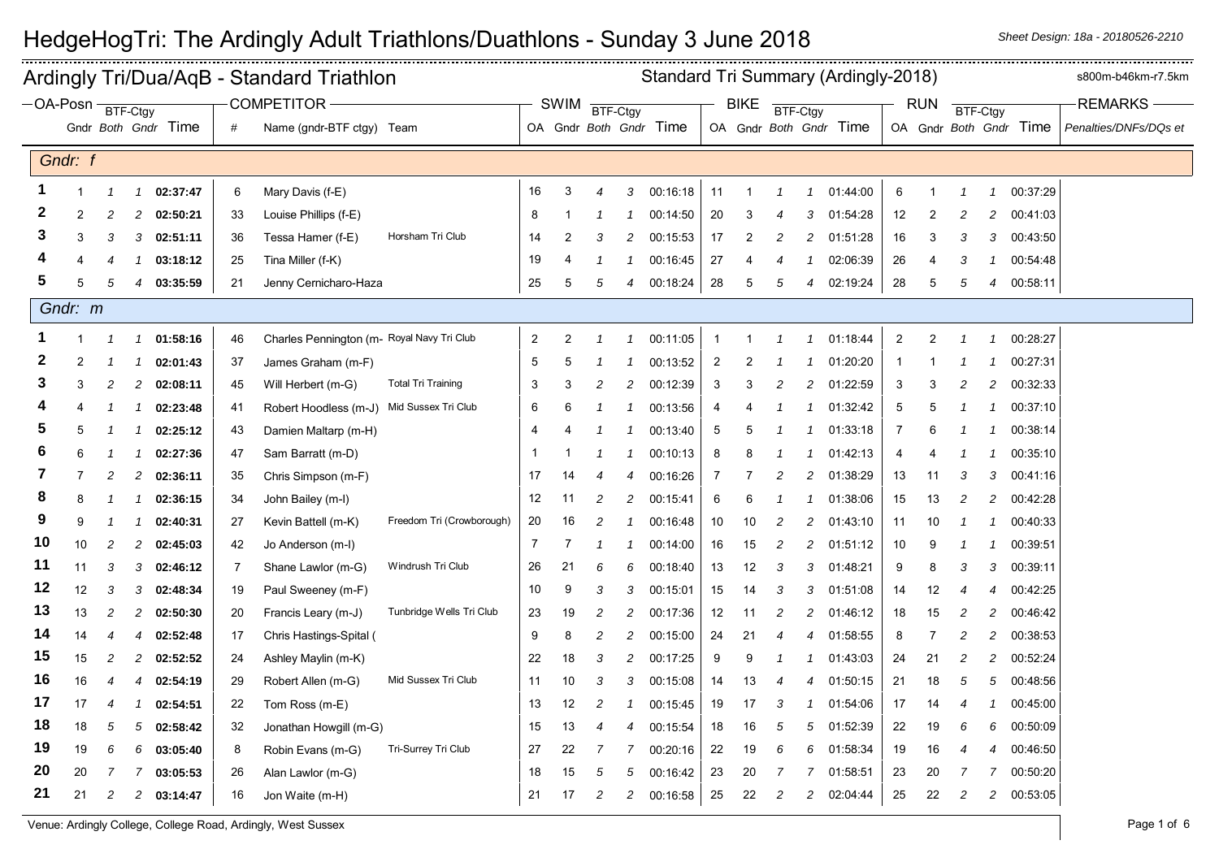# HedgeHogTri: The Ardingly Adult Triathlons/Duathlons - Sunday 3 June 2018

Sheet Design: 18a - 20180526-2210

## Ardingly Tri/Dua/AqB - Standard Triathlon

Standard Tri Summary (Ardingly-2018)

s800m-b46km-r7.5km

| OA-Posn | Gndr | BTF-Ctgy Both | BTF-Ctgy Gndr | Time | # | COMPETITOR Name (gndr-BTF ctgy) | Team | SWIM OA | SWIM Gndr | SWIM BTF-Ctgy Both | SWIM BTF-Ctgy Gndr | SWIM Time | BIKE OA | BIKE Gndr | BIKE BTF-Ctgy Both | BIKE BTF-Ctgy Gndr | BIKE Time | RUN OA | RUN Gndr | RUN BTF-Ctgy Both | RUN BTF-Ctgy Gndr | RUN Time | REMARKS Penalties/DNFs/DQs et |
|---|---|---|---|---|---|---|---|---|---|---|---|---|---|---|---|---|---|---|---|---|---|---|---|
| ***Gndr: f*** | | | | | | | | | | | | | | | | | | | | | | | |
| 1 | 1 | 1 | 1 | **02:37:47** | 6 | Mary Davis (f-E) | | 16 | 3 | 4 | 3 | 00:16:18 | 11 | 1 | 1 | 1 | 01:44:00 | 6 | 1 | 1 | 1 | 00:37:29 | |
| 2 | 2 | 2 | 2 | **02:50:21** | 33 | Louise Phillips (f-E) | | 8 | 1 | 1 | 1 | 00:14:50 | 20 | 3 | 4 | 3 | 01:54:28 | 12 | 2 | 2 | 2 | 00:41:03 | |
| 3 | 3 | 3 | 3 | **02:51:11** | 36 | Tessa Hamer (f-E) | Horsham Tri Club | 14 | 2 | 3 | 2 | 00:15:53 | 17 | 2 | 2 | 2 | 01:51:28 | 16 | 3 | 3 | 3 | 00:43:50 | |
| 4 | 4 | 4 | 1 | **03:18:12** | 25 | Tina Miller (f-K) | | 19 | 4 | 1 | 1 | 00:16:45 | 27 | 4 | 4 | 1 | 02:06:39 | 26 | 4 | 3 | 1 | 00:54:48 | |
| 5 | 5 | 5 | 4 | **03:35:59** | 21 | Jenny Cernicharo-Haza | | 25 | 5 | 5 | 4 | 00:18:24 | 28 | 5 | 5 | 4 | 02:19:24 | 28 | 5 | 5 | 4 | 00:58:11 | |
| ***Gndr: m*** | | | | | | | | | | | | | | | | | | | | | | | |
| 1 | 1 | 1 | 1 | **01:58:16** | 46 | Charles Pennington (m- | Royal Navy Tri Club | 2 | 2 | 1 | 1 | 00:11:05 | 1 | 1 | 1 | 1 | 01:18:44 | 2 | 2 | 1 | 1 | 00:28:27 | |
| 2 | 2 | 1 | 1 | **02:01:43** | 37 | James Graham (m-F) | | 5 | 5 | 1 | 1 | 00:13:52 | 2 | 2 | 1 | 1 | 01:20:20 | 1 | 1 | 1 | 1 | 00:27:31 | |
| 3 | 3 | 2 | 2 | **02:08:11** | 45 | Will Herbert (m-G) | Total Tri Training | 3 | 3 | 2 | 2 | 00:12:39 | 3 | 3 | 2 | 2 | 01:22:59 | 3 | 3 | 2 | 2 | 00:32:33 | |
| 4 | 4 | 1 | 1 | **02:23:48** | 41 | Robert Hoodless (m-J) | Mid Sussex Tri Club | 6 | 6 | 1 | 1 | 00:13:56 | 4 | 4 | 1 | 1 | 01:32:42 | 5 | 5 | 1 | 1 | 00:37:10 | |
| 5 | 5 | 1 | 1 | **02:25:12** | 43 | Damien Maltarp (m-H) | | 4 | 4 | 1 | 1 | 00:13:40 | 5 | 5 | 1 | 1 | 01:33:18 | 7 | 6 | 1 | 1 | 00:38:14 | |
| 6 | 6 | 1 | 1 | **02:27:36** | 47 | Sam Barratt (m-D) | | 1 | 1 | 1 | 1 | 00:10:13 | 8 | 8 | 1 | 1 | 01:42:13 | 4 | 4 | 1 | 1 | 00:35:10 | |
| 7 | 7 | 2 | 2 | **02:36:11** | 35 | Chris Simpson (m-F) | | 17 | 14 | 4 | 4 | 00:16:26 | 7 | 7 | 2 | 2 | 01:38:29 | 13 | 11 | 3 | 3 | 00:41:16 | |
| 8 | 8 | 1 | 1 | **02:36:15** | 34 | John Bailey (m-I) | | 12 | 11 | 2 | 2 | 00:15:41 | 6 | 6 | 1 | 1 | 01:38:06 | 15 | 13 | 2 | 2 | 00:42:28 | |
| 9 | 9 | 1 | 1 | **02:40:31** | 27 | Kevin Battell (m-K) | Freedom Tri (Crowborough) | 20 | 16 | 2 | 1 | 00:16:48 | 10 | 10 | 2 | 2 | 01:43:10 | 11 | 10 | 1 | 1 | 00:40:33 | |
| 10 | 10 | 2 | 2 | **02:45:03** | 42 | Jo Anderson (m-I) | | 7 | 7 | 1 | 1 | 00:14:00 | 16 | 15 | 2 | 2 | 01:51:12 | 10 | 9 | 1 | 1 | 00:39:51 | |
| 11 | 11 | 3 | 3 | **02:46:12** | 7 | Shane Lawlor (m-G) | Windrush Tri Club | 26 | 21 | 6 | 6 | 00:18:40 | 13 | 12 | 3 | 3 | 01:48:21 | 9 | 8 | 3 | 3 | 00:39:11 | |
| 12 | 12 | 3 | 3 | **02:48:34** | 19 | Paul Sweeney (m-F) | | 10 | 9 | 3 | 3 | 00:15:01 | 15 | 14 | 3 | 3 | 01:51:08 | 14 | 12 | 4 | 4 | 00:42:25 | |
| 13 | 13 | 2 | 2 | **02:50:30** | 20 | Francis Leary (m-J) | Tunbridge Wells Tri Club | 23 | 19 | 2 | 2 | 00:17:36 | 12 | 11 | 2 | 2 | 01:46:12 | 18 | 15 | 2 | 2 | 00:46:42 | |
| 14 | 14 | 4 | 4 | **02:52:48** | 17 | Chris Hastings-Spital ( | | 9 | 8 | 2 | 2 | 00:15:00 | 24 | 21 | 4 | 4 | 01:58:55 | 8 | 7 | 2 | 2 | 00:38:53 | |
| 15 | 15 | 2 | 2 | **02:52:52** | 24 | Ashley Maylin (m-K) | | 22 | 18 | 3 | 2 | 00:17:25 | 9 | 9 | 1 | 1 | 01:43:03 | 24 | 21 | 2 | 2 | 00:52:24 | |
| 16 | 16 | 4 | 4 | **02:54:19** | 29 | Robert Allen (m-G) | Mid Sussex Tri Club | 11 | 10 | 3 | 3 | 00:15:08 | 14 | 13 | 4 | 4 | 01:50:15 | 21 | 18 | 5 | 5 | 00:48:56 | |
| 17 | 17 | 4 | 1 | **02:54:51** | 22 | Tom Ross (m-E) | | 13 | 12 | 2 | 1 | 00:15:45 | 19 | 17 | 3 | 1 | 01:54:06 | 17 | 14 | 4 | 1 | 00:45:00 | |
| 18 | 18 | 5 | 5 | **02:58:42** | 32 | Jonathan Howgill (m-G) | | 15 | 13 | 4 | 4 | 00:15:54 | 18 | 16 | 5 | 5 | 01:52:39 | 22 | 19 | 6 | 6 | 00:50:09 | |
| 19 | 19 | 6 | 6 | **03:05:40** | 8 | Robin Evans (m-G) | Tri-Surrey Tri Club | 27 | 22 | 7 | 7 | 00:20:16 | 22 | 19 | 6 | 6 | 01:58:34 | 19 | 16 | 4 | 4 | 00:46:50 | |
| 20 | 20 | 7 | 7 | **03:05:53** | 26 | Alan Lawlor (m-G) | | 18 | 15 | 5 | 5 | 00:16:42 | 23 | 20 | 7 | 7 | 01:58:51 | 23 | 20 | 7 | 7 | 00:50:20 | |
| 21 | 21 | 2 | 2 | **03:14:47** | 16 | Jon Waite (m-H) | | 21 | 17 | 2 | 2 | 00:16:58 | 25 | 22 | 2 | 2 | 02:04:44 | 25 | 22 | 2 | 2 | 00:53:05 | |

Venue: Ardingly College, College Road, Ardingly, West Sussex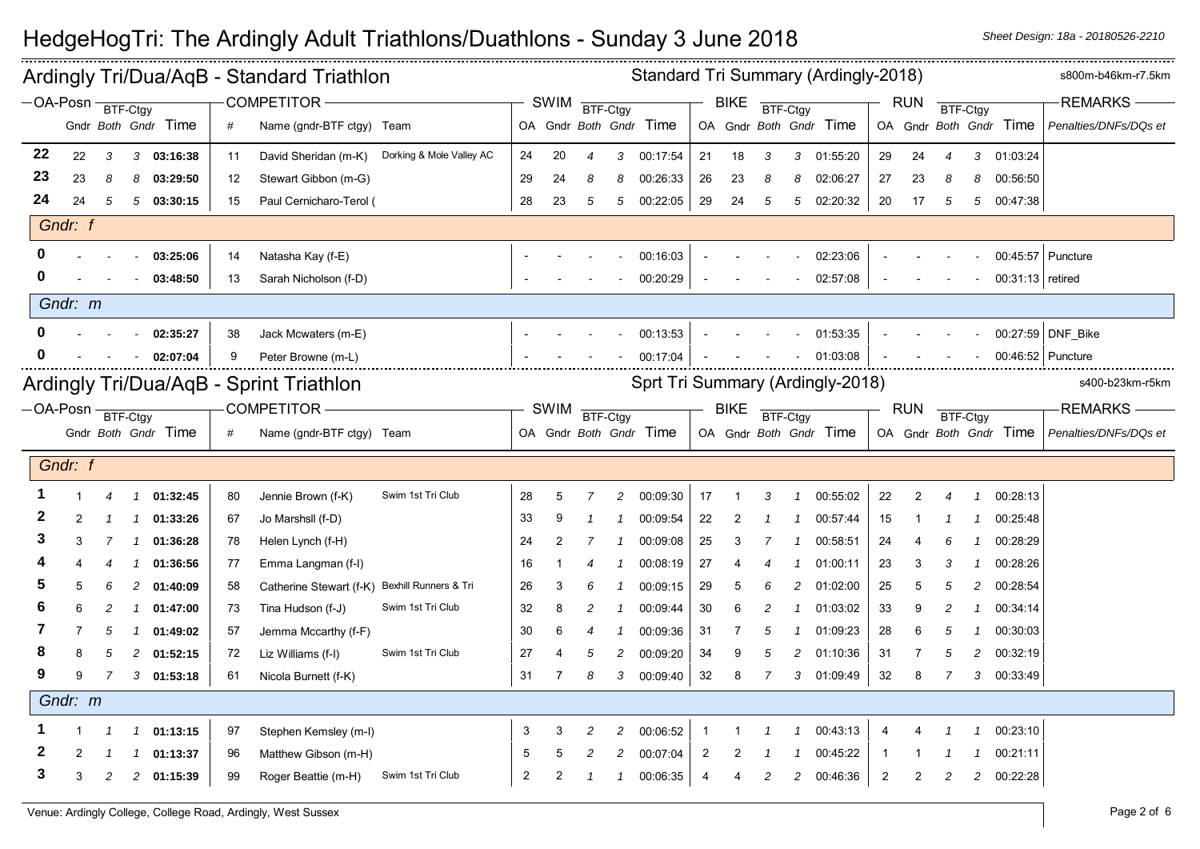# HedgeHogTri: The Ardingly Adult Triathlons/Duathlons - Sunday 3 June 2018

*Sheet Design: 18a - 20180526-2210*

## Ardingly Tri/Dua/AqB - Standard Triathlon

Standard Tri Summary (Ardingly-2018) — s800m-b46km-r7.5km

| OA-Posn | | BTF-Ctgy | | | COMPETITOR | | | SWIM | | BTF-Ctgy | | | BIKE | | BTF-Ctgy | | | RUN | | BTF-Ctgy | | | REMARKS |
|---|---|---|---|---|---|---|---|---|---|---|---|---|---|---|---|---|---|---|---|---|---|---|---|
| | Gndr | *Both* | *Gndr* | Time | # | Name (gndr-BTF ctgy) | Team | OA | Gndr | *Both* | *Gndr* | Time | OA | Gndr | *Both* | *Gndr* | Time | OA | Gndr | *Both* | *Gndr* | Time | *Penalties/DNFs/DQs et* |
| **22** | 22 | *3* | *3* | **03:16:38** | 11 | David Sheridan (m-K) | Dorking & Mole Valley AC | 24 | 20 | *4* | *3* | 00:17:54 | 21 | 18 | *3* | *3* | 01:55:20 | 29 | 24 | *4* | *3* | 01:03:24 | |
| **23** | 23 | *8* | *8* | **03:29:50** | 12 | Stewart Gibbon (m-G) | | 29 | 24 | *8* | *8* | 00:26:33 | 26 | 23 | *8* | *8* | 02:06:27 | 27 | 23 | *8* | *8* | 00:56:50 | |
| **24** | 24 | *5* | *5* | **03:30:15** | 15 | Paul Cernicharo-Terol ( | | 28 | 23 | *5* | *5* | 00:22:05 | 29 | 24 | *5* | *5* | 02:20:32 | 20 | 17 | *5* | *5* | 00:47:38 | |
| *Gndr: f* | | | | | | | | | | | | | | | | | | | | | | | |
| **0** | - | - | - | **03:25:06** | 14 | Natasha Kay (f-E) | | - | - | - | - | 00:16:03 | - | - | - | - | 02:23:06 | - | - | - | - | 00:45:57 | Puncture |
| **0** | - | - | - | **03:48:50** | 13 | Sarah Nicholson (f-D) | | - | - | - | - | 00:20:29 | - | - | - | - | 02:57:08 | - | - | - | - | 00:31:13 | retired |
| *Gndr: m* | | | | | | | | | | | | | | | | | | | | | | | |
| **0** | - | - | - | **02:35:27** | 38 | Jack Mcwaters (m-E) | | - | - | - | - | 00:13:53 | - | - | - | - | 01:53:35 | - | - | - | - | 00:27:59 | DNF_Bike |
| **0** | - | - | - | **02:07:04** | 9 | Peter Browne (m-L) | | - | - | - | - | 00:17:04 | - | - | - | - | 01:03:08 | - | - | - | - | 00:46:52 | Puncture |

## Ardingly Tri/Dua/AqB - Sprint Triathlon

Sprt Tri Summary (Ardingly-2018) — s400-b23km-r5km

| OA-Posn | | BTF-Ctgy | | | COMPETITOR | | | SWIM | | BTF-Ctgy | | | BIKE | | BTF-Ctgy | | | RUN | | BTF-Ctgy | | | REMARKS |
|---|---|---|---|---|---|---|---|---|---|---|---|---|---|---|---|---|---|---|---|---|---|---|---|
| | Gndr | *Both* | *Gndr* | Time | # | Name (gndr-BTF ctgy) | Team | OA | Gndr | *Both* | *Gndr* | Time | OA | Gndr | *Both* | *Gndr* | Time | OA | Gndr | *Both* | *Gndr* | Time | *Penalties/DNFs/DQs et* |
| *Gndr: f* | | | | | | | | | | | | | | | | | | | | | | | |
| **1** | 1 | *4* | *1* | **01:32:45** | 80 | Jennie Brown (f-K) | Swim 1st Tri Club | 28 | 5 | *7* | *2* | 00:09:30 | 17 | 1 | *3* | *1* | 00:55:02 | 22 | 2 | *4* | *1* | 00:28:13 | |
| **2** | 2 | *1* | *1* | **01:33:26** | 67 | Jo Marshsll (f-D) | | 33 | 9 | *1* | *1* | 00:09:54 | 22 | 2 | *1* | *1* | 00:57:44 | 15 | 1 | *1* | *1* | 00:25:48 | |
| **3** | 3 | *7* | *1* | **01:36:28** | 78 | Helen Lynch (f-H) | | 24 | 2 | *7* | *1* | 00:09:08 | 25 | 3 | *7* | *1* | 00:58:51 | 24 | 4 | *6* | *1* | 00:28:29 | |
| **4** | 4 | *4* | *1* | **01:36:56** | 77 | Emma Langman (f-I) | | 16 | 1 | *4* | *1* | 00:08:19 | 27 | 4 | *4* | *1* | 01:00:11 | 23 | 3 | *3* | *1* | 00:28:26 | |
| **5** | 5 | *6* | *2* | **01:40:09** | 58 | Catherine Stewart (f-K) | Bexhill Runners & Tri | 26 | 3 | *6* | *1* | 00:09:15 | 29 | 5 | *6* | *2* | 01:02:00 | 25 | 5 | *5* | *2* | 00:28:54 | |
| **6** | 6 | *2* | *1* | **01:47:00** | 73 | Tina Hudson (f-J) | Swim 1st Tri Club | 32 | 8 | *2* | *1* | 00:09:44 | 30 | 6 | *2* | *1* | 01:03:02 | 33 | 9 | *2* | *1* | 00:34:14 | |
| **7** | 7 | *5* | *1* | **01:49:02** | 57 | Jemma Mccarthy (f-F) | | 30 | 6 | *4* | *1* | 00:09:36 | 31 | 7 | *5* | *1* | 01:09:23 | 28 | 6 | *5* | *1* | 00:30:03 | |
| **8** | 8 | *5* | *2* | **01:52:15** | 72 | Liz Williams (f-I) | Swim 1st Tri Club | 27 | 4 | *5* | *2* | 00:09:20 | 34 | 9 | *5* | *2* | 01:10:36 | 31 | 7 | *5* | *2* | 00:32:19 | |
| **9** | 9 | *7* | *3* | **01:53:18** | 61 | Nicola Burnett (f-K) | | 31 | 7 | *8* | *3* | 00:09:40 | 32 | 8 | *7* | *3* | 01:09:49 | 32 | 8 | *7* | *3* | 00:33:49 | |
| *Gndr: m* | | | | | | | | | | | | | | | | | | | | | | | |
| **1** | 1 | *1* | *1* | **01:13:15** | 97 | Stephen Kemsley (m-I) | | 3 | 3 | *2* | *2* | 00:06:52 | 1 | 1 | *1* | *1* | 00:43:13 | 4 | 4 | *1* | *1* | 00:23:10 | |
| **2** | 2 | *1* | *1* | **01:13:37** | 96 | Matthew Gibson (m-H) | | 5 | 5 | *2* | *2* | 00:07:04 | 2 | 2 | *1* | *1* | 00:45:22 | 1 | 1 | *1* | *1* | 00:21:11 | |
| **3** | 3 | *2* | *2* | **01:15:39** | 99 | Roger Beattie (m-H) | Swim 1st Tri Club | 2 | 2 | *1* | *1* | 00:06:35 | 4 | 4 | *2* | *2* | 00:46:36 | 2 | 2 | *2* | *2* | 00:22:28 | |

Venue: Ardingly College, College Road, Ardingly, West Sussex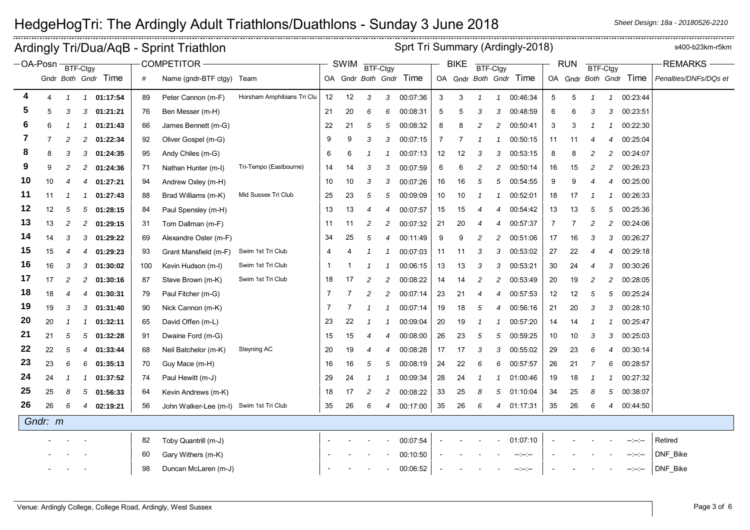# HedgeHogTri: The Ardingly Adult Triathlons/Duathlons - Sunday 3 June 2018

Sheet Design: 18a - 20180526-2210

## Ardingly Tri/Dua/AqB - Sprint Triathlon

Sprt Tri Summary (Ardingly-2018)

s400-b23km-r5km

| OA-Posn | Gndr | BTF-Ctgy Both | BTF-Ctgy Gndr | Time | # | Name (gndr-BTF ctgy) | Team | SWIM OA | SWIM Gndr | SWIM BTF-Ctgy Both | SWIM BTF-Ctgy Gndr | SWIM Time | BIKE OA | BIKE Gndr | BIKE BTF-Ctgy Both | BIKE BTF-Ctgy Gndr | BIKE Time | RUN OA | RUN Gndr | RUN BTF-Ctgy Both | RUN BTF-Ctgy Gndr | RUN Time | REMARKS Penalties/DNFs/DQs et |
|---|---|---|---|---|---|---|---|---|---|---|---|---|---|---|---|---|---|---|---|---|---|---|---|
| 4 | 4 | 1 | 1 | 01:17:54 | 89 | Peter Cannon (m-F) | Horsham Amphibians Tri Clu | 12 | 12 | 3 | 3 | 00:07:36 | 3 | 3 | 1 | 1 | 00:46:34 | 5 | 5 | 1 | 1 | 00:23:44 | |
| 5 | 5 | 3 | 3 | 01:21:21 | 76 | Ben Messer (m-H) | | 21 | 20 | 6 | 6 | 00:08:31 | 5 | 5 | 3 | 3 | 00:48:59 | 6 | 6 | 3 | 3 | 00:23:51 | |
| 6 | 6 | 1 | 1 | 01:21:43 | 66 | James Bennett (m-G) | | 22 | 21 | 5 | 5 | 00:08:32 | 8 | 8 | 2 | 2 | 00:50:41 | 3 | 3 | 1 | 1 | 00:22:30 | |
| 7 | 7 | 2 | 2 | 01:22:34 | 92 | Oliver Gospel (m-G) | | 9 | 9 | 3 | 3 | 00:07:15 | 7 | 7 | 1 | 1 | 00:50:15 | 11 | 11 | 4 | 4 | 00:25:04 | |
| 8 | 8 | 3 | 3 | 01:24:35 | 95 | Andy Chiles (m-G) | | 6 | 6 | 1 | 1 | 00:07:13 | 12 | 12 | 3 | 3 | 00:53:15 | 8 | 8 | 2 | 2 | 00:24:07 | |
| 9 | 9 | 2 | 2 | 01:24:36 | 71 | Nathan Hunter (m-I) | Tri-Tempo (Eastbourne) | 14 | 14 | 3 | 3 | 00:07:59 | 6 | 6 | 2 | 2 | 00:50:14 | 16 | 15 | 2 | 2 | 00:26:23 | |
| 10 | 10 | 4 | 4 | 01:27:21 | 94 | Andrew Oxley (m-H) | | 10 | 10 | 3 | 3 | 00:07:26 | 16 | 16 | 5 | 5 | 00:54:55 | 9 | 9 | 4 | 4 | 00:25:00 | |
| 11 | 11 | 1 | 1 | 01:27:43 | 88 | Brad Williams (m-K) | Mid Sussex Tri Club | 25 | 23 | 5 | 5 | 00:09:09 | 10 | 10 | 1 | 1 | 00:52:01 | 18 | 17 | 1 | 1 | 00:26:33 | |
| 12 | 12 | 5 | 5 | 01:28:15 | 84 | Paul Spensley (m-H) | | 13 | 13 | 4 | 4 | 00:07:57 | 15 | 15 | 4 | 4 | 00:54:42 | 13 | 13 | 5 | 5 | 00:25:36 | |
| 13 | 13 | 2 | 2 | 01:29:15 | 31 | Tom Dallman (m-F) | | 11 | 11 | 2 | 2 | 00:07:32 | 21 | 20 | 4 | 4 | 00:57:37 | 7 | 7 | 2 | 2 | 00:24:06 | |
| 14 | 14 | 3 | 3 | 01:29:22 | 69 | Alexandre Oster (m-F) | | 34 | 25 | 5 | 4 | 00:11:49 | 9 | 9 | 2 | 2 | 00:51:06 | 17 | 16 | 3 | 3 | 00:26:27 | |
| 15 | 15 | 4 | 4 | 01:29:23 | 93 | Grant Mansfield (m-F) | Swim 1st Tri Club | 4 | 4 | 1 | 1 | 00:07:03 | 11 | 11 | 3 | 3 | 00:53:02 | 27 | 22 | 4 | 4 | 00:29:18 | |
| 16 | 16 | 3 | 3 | 01:30:02 | 100 | Kevin Hudson (m-I) | Swim 1st Tri Club | 1 | 1 | 1 | 1 | 00:06:15 | 13 | 13 | 3 | 3 | 00:53:21 | 30 | 24 | 4 | 3 | 00:30:26 | |
| 17 | 17 | 2 | 2 | 01:30:16 | 87 | Steve Brown (m-K) | Swim 1st Tri Club | 18 | 17 | 2 | 2 | 00:08:22 | 14 | 14 | 2 | 2 | 00:53:49 | 20 | 19 | 2 | 2 | 00:28:05 | |
| 18 | 18 | 4 | 4 | 01:30:31 | 79 | Paul Fitcher (m-G) | | 7 | 7 | 2 | 2 | 00:07:14 | 23 | 21 | 4 | 4 | 00:57:53 | 12 | 12 | 5 | 5 | 00:25:24 | |
| 19 | 19 | 3 | 3 | 01:31:40 | 90 | Nick Cannon (m-K) | | 7 | 7 | 1 | 1 | 00:07:14 | 19 | 18 | 5 | 4 | 00:56:16 | 21 | 20 | 3 | 3 | 00:28:10 | |
| 20 | 20 | 1 | 1 | 01:32:11 | 65 | David Offen (m-L) | | 23 | 22 | 1 | 1 | 00:09:04 | 20 | 19 | 1 | 1 | 00:57:20 | 14 | 14 | 1 | 1 | 00:25:47 | |
| 21 | 21 | 5 | 5 | 01:32:28 | 91 | Dwaine Ford (m-G) | | 15 | 15 | 4 | 4 | 00:08:00 | 26 | 23 | 5 | 5 | 00:59:25 | 10 | 10 | 3 | 3 | 00:25:03 | |
| 22 | 22 | 5 | 4 | 01:33:44 | 68 | Neil Batchelor (m-K) | Steyning AC | 20 | 19 | 4 | 4 | 00:08:28 | 17 | 17 | 3 | 3 | 00:55:02 | 29 | 23 | 6 | 4 | 00:30:14 | |
| 23 | 23 | 6 | 6 | 01:35:13 | 70 | Guy Mace (m-H) | | 16 | 16 | 5 | 5 | 00:08:19 | 24 | 22 | 6 | 6 | 00:57:57 | 26 | 21 | 7 | 6 | 00:28:57 | |
| 24 | 24 | 1 | 1 | 01:37:52 | 74 | Paul Hewitt (m-J) | | 29 | 24 | 1 | 1 | 00:09:34 | 28 | 24 | 1 | 1 | 01:00:46 | 19 | 18 | 1 | 1 | 00:27:32 | |
| 25 | 25 | 8 | 5 | 01:56:33 | 64 | Kevin Andrews (m-K) | | 18 | 17 | 2 | 2 | 00:08:22 | 33 | 25 | 8 | 5 | 01:10:04 | 34 | 25 | 8 | 5 | 00:38:07 | |
| 26 | 26 | 6 | 4 | 02:19:21 | 56 | John Walker-Lee (m-I) | Swim 1st Tri Club | 35 | 26 | 6 | 4 | 00:17:00 | 35 | 26 | 6 | 4 | 01:17:31 | 35 | 26 | 6 | 4 | 00:44:50 | |
| *Gndr: m* | | | | | | | | | | | | | | | | | | | | | | | |
| - | - | - | | | 82 | Toby Quantrill (m-J) | | - | - | - | - | 00:07:54 | - | - | - | - | 01:07:10 | - | - | - | - | --:--:-- | Retired |
| - | - | - | | | 60 | Gary Withers (m-K) | | - | - | - | - | 00:10:50 | - | - | - | - | --:--:-- | - | - | - | - | --:--:-- | DNF_Bike |
| - | - | - | | | 98 | Duncan McLaren (m-J) | | - | - | - | - | 00:06:52 | - | - | - | - | --:--:-- | - | - | - | - | --:--:-- | DNF_Bike |

Venue: Ardingly College, College Road, Ardingly, West Sussex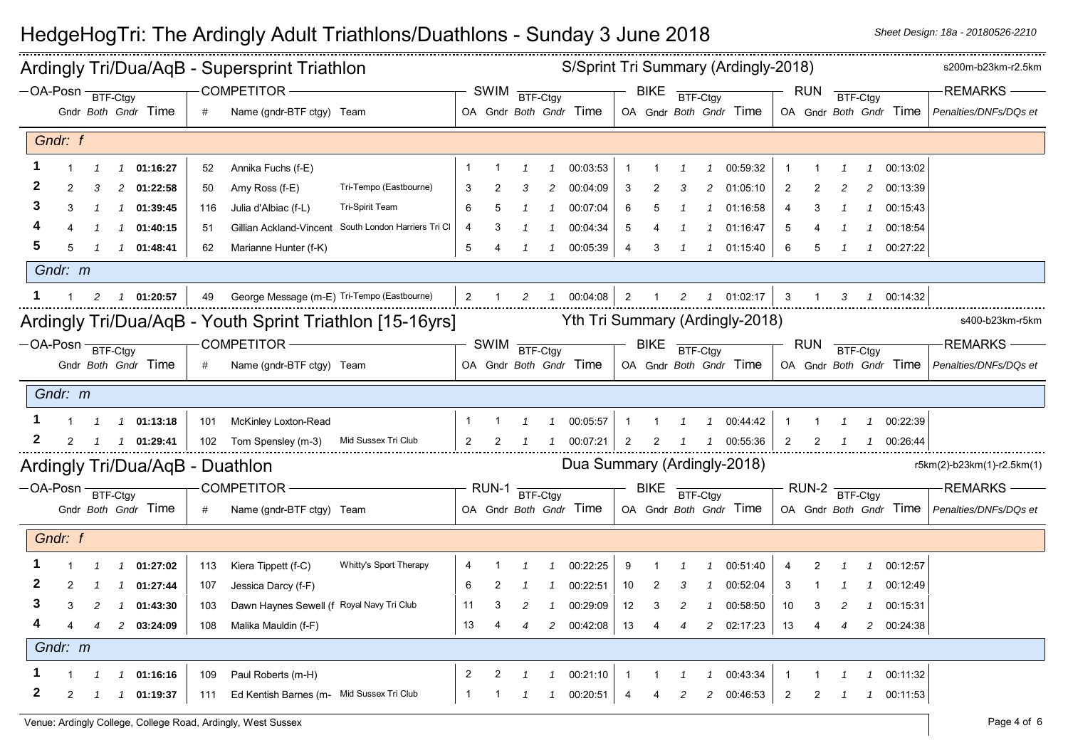# HedgeHogTri: The Ardingly Adult Triathlons/Duathlons - Sunday 3 June 2018

*Sheet Design: 18a - 20180526-2210*

## Ardingly Tri/Dua/AqB - Supersprint Triathlon

S/Sprint Tri Summary (Ardingly-2018) — s200m-b23km-r2.5km

| OA-Posn | Gndr | BTF-Ctgy Both | BTF-Ctgy Gndr | Time | # | Name (gndr-BTF ctgy) | Team | SWIM OA | SWIM Gndr | SWIM BTF-Ctgy Both | SWIM BTF-Ctgy Gndr | SWIM Time | BIKE OA | BIKE Gndr | BIKE BTF-Ctgy Both | BIKE BTF-Ctgy Gndr | BIKE Time | RUN OA | RUN Gndr | RUN BTF-Ctgy Both | RUN BTF-Ctgy Gndr | RUN Time | REMARKS Penalties/DNFs/DQs et |
|---|---|---|---|---|---|---|---|---|---|---|---|---|---|---|---|---|---|---|---|---|---|---|---|
| *Gndr: f* | | | | | | | | | | | | | | | | | | | | | | | |
| **1** | 1 | 1 | 1 | **01:16:27** | 52 | Annika Fuchs (f-E) | | 1 | 1 | 1 | 1 | 00:03:53 | 1 | 1 | 1 | 1 | 00:59:32 | 1 | 1 | 1 | 1 | 00:13:02 | |
| **2** | 2 | 3 | 2 | **01:22:58** | 50 | Amy Ross (f-E) | Tri-Tempo (Eastbourne) | 3 | 2 | 3 | 2 | 00:04:09 | 3 | 2 | 3 | 2 | 01:05:10 | 2 | 2 | 2 | 2 | 00:13:39 | |
| **3** | 3 | 1 | 1 | **01:39:45** | 116 | Julia d'Albiac (f-L) | Tri-Spirit Team | 6 | 5 | 1 | 1 | 00:07:04 | 6 | 5 | 1 | 1 | 01:16:58 | 4 | 3 | 1 | 1 | 00:15:43 | |
| **4** | 4 | 1 | 1 | **01:40:15** | 51 | Gillian Ackland-Vincent | South London Harriers Tri Cl | 4 | 3 | 1 | 1 | 00:04:34 | 5 | 4 | 1 | 1 | 01:16:47 | 5 | 4 | 1 | 1 | 00:18:54 | |
| **5** | 5 | 1 | 1 | **01:48:41** | 62 | Marianne Hunter (f-K) | | 5 | 4 | 1 | 1 | 00:05:39 | 4 | 3 | 1 | 1 | 01:15:40 | 6 | 5 | 1 | 1 | 00:27:22 | |
| *Gndr: m* | | | | | | | | | | | | | | | | | | | | | | | |
| **1** | 1 | 2 | 1 | **01:20:57** | 49 | George Message (m-E) | Tri-Tempo (Eastbourne) | 2 | 1 | 2 | 1 | 00:04:08 | 2 | 1 | 2 | 1 | 01:02:17 | 3 | 1 | 3 | 1 | 00:14:32 | |

## Ardingly Tri/Dua/AqB - Youth Sprint Triathlon [15-16yrs]

Yth Tri Summary (Ardingly-2018) — s400-b23km-r5km

| OA-Posn | Gndr | BTF-Ctgy Both | BTF-Ctgy Gndr | Time | # | Name (gndr-BTF ctgy) | Team | SWIM OA | SWIM Gndr | SWIM BTF-Ctgy Both | SWIM BTF-Ctgy Gndr | SWIM Time | BIKE OA | BIKE Gndr | BIKE BTF-Ctgy Both | BIKE BTF-Ctgy Gndr | BIKE Time | RUN OA | RUN Gndr | RUN BTF-Ctgy Both | RUN BTF-Ctgy Gndr | RUN Time | REMARKS Penalties/DNFs/DQs et |
|---|---|---|---|---|---|---|---|---|---|---|---|---|---|---|---|---|---|---|---|---|---|---|---|
| *Gndr: m* | | | | | | | | | | | | | | | | | | | | | | | |
| **1** | 1 | 1 | 1 | **01:13:18** | 101 | McKinley Loxton-Read | | 1 | 1 | 1 | 1 | 00:05:57 | 1 | 1 | 1 | 1 | 00:44:42 | 1 | 1 | 1 | 1 | 00:22:39 | |
| **2** | 2 | 1 | 1 | **01:29:41** | 102 | Tom Spensley (m-3) | Mid Sussex Tri Club | 2 | 2 | 1 | 1 | 00:07:21 | 2 | 2 | 1 | 1 | 00:55:36 | 2 | 2 | 1 | 1 | 00:26:44 | |

## Ardingly Tri/Dua/AqB - Duathlon

Dua Summary (Ardingly-2018) — r5km(2)-b23km(1)-r2.5km(1)

| OA-Posn | Gndr | BTF-Ctgy Both | BTF-Ctgy Gndr | Time | # | Name (gndr-BTF ctgy) | Team | RUN-1 OA | RUN-1 Gndr | RUN-1 BTF-Ctgy Both | RUN-1 BTF-Ctgy Gndr | RUN-1 Time | BIKE OA | BIKE Gndr | BIKE BTF-Ctgy Both | BIKE BTF-Ctgy Gndr | BIKE Time | RUN-2 OA | RUN-2 Gndr | RUN-2 BTF-Ctgy Both | RUN-2 BTF-Ctgy Gndr | RUN-2 Time | REMARKS Penalties/DNFs/DQs et |
|---|---|---|---|---|---|---|---|---|---|---|---|---|---|---|---|---|---|---|---|---|---|---|---|
| *Gndr: f* | | | | | | | | | | | | | | | | | | | | | | | |
| **1** | 1 | 1 | 1 | **01:27:02** | 113 | Kiera Tippett (f-C) | Whitty's Sport Therapy | 4 | 1 | 1 | 1 | 00:22:25 | 9 | 1 | 1 | 1 | 00:51:40 | 4 | 2 | 1 | 1 | 00:12:57 | |
| **2** | 2 | 1 | 1 | **01:27:44** | 107 | Jessica Darcy (f-F) | | 6 | 2 | 1 | 1 | 00:22:51 | 10 | 2 | 3 | 1 | 00:52:04 | 3 | 1 | 1 | 1 | 00:12:49 | |
| **3** | 3 | 2 | 1 | **01:43:30** | 103 | Dawn Haynes Sewell (f | Royal Navy Tri Club | 11 | 3 | 2 | 1 | 00:29:09 | 12 | 3 | 2 | 1 | 00:58:50 | 10 | 3 | 2 | 1 | 00:15:31 | |
| **4** | 4 | 4 | 2 | **03:24:09** | 108 | Malika Mauldin (f-F) | | 13 | 4 | 4 | 2 | 00:42:08 | 13 | 4 | 4 | 2 | 02:17:23 | 13 | 4 | 4 | 2 | 00:24:38 | |
| *Gndr: m* | | | | | | | | | | | | | | | | | | | | | | | |
| **1** | 1 | 1 | 1 | **01:16:16** | 109 | Paul Roberts (m-H) | | 2 | 2 | 1 | 1 | 00:21:10 | 1 | 1 | 1 | 1 | 00:43:34 | 1 | 1 | 1 | 1 | 00:11:32 | |
| **2** | 2 | 1 | 1 | **01:19:37** | 111 | Ed Kentish Barnes (m- | Mid Sussex Tri Club | 1 | 1 | 1 | 1 | 00:20:51 | 4 | 4 | 2 | 2 | 00:46:53 | 2 | 2 | 1 | 1 | 00:11:53 | |

Venue: Ardingly College, College Road, Ardingly, West Sussex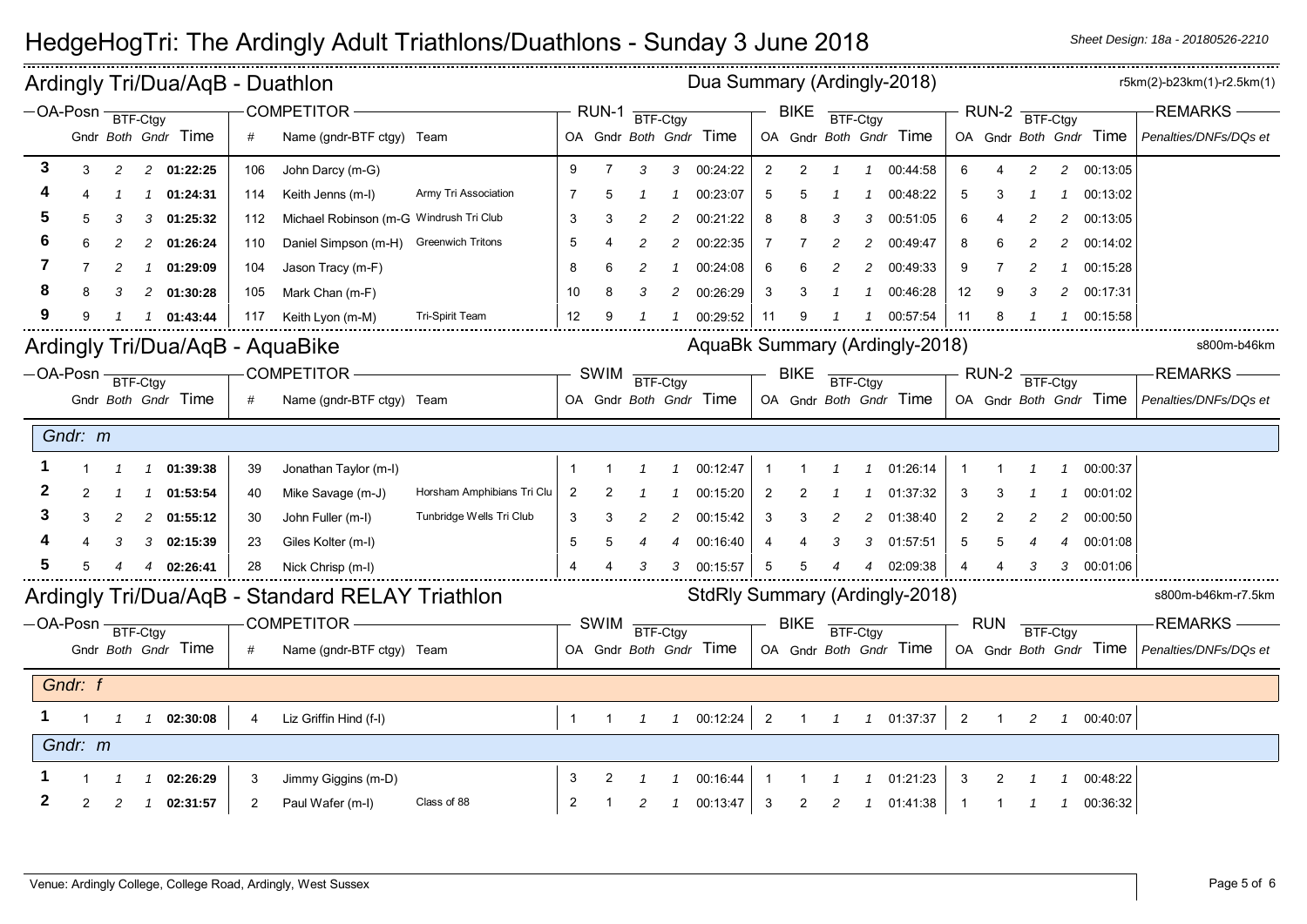# HedgeHogTri: The Ardingly Adult Triathlons/Duathlons - Sunday 3 June 2018

Sheet Design: 18a - 20180526-2210

## Ardingly Tri/Dua/AqB - Duathlon

Dua Summary (Ardingly-2018)

r5km(2)-b23km(1)-r2.5km(1)

| OA-Posn | Gndr | BTF-Ctgy Both | BTF-Ctgy Gndr | Time | # | Name (gndr-BTF ctgy) | Team | RUN-1 OA | Gndr | BTF-Ctgy Both | BTF-Ctgy Gndr | Time | BIKE OA | Gndr | BTF-Ctgy Both | BTF-Ctgy Gndr | Time | RUN-2 OA | Gndr | BTF-Ctgy Both | BTF-Ctgy Gndr | Time | REMARKS Penalties/DNFs/DQs et |
|---|---|---|---|---|---|---|---|---|---|---|---|---|---|---|---|---|---|---|---|---|---|---|---|
| 3 | 3 | 2 | 2 | 01:22:25 | 106 | John Darcy (m-G) | | 9 | 7 | 3 | 3 | 00:24:22 | 2 | 2 | 1 | 1 | 00:44:58 | 6 | 4 | 2 | 2 | 00:13:05 | |
| 4 | 4 | 1 | 1 | 01:24:31 | 114 | Keith Jenns (m-I) | Army Tri Association | 7 | 5 | 1 | 1 | 00:23:07 | 5 | 5 | 1 | 1 | 00:48:22 | 5 | 3 | 1 | 1 | 00:13:02 | |
| 5 | 5 | 3 | 3 | 01:25:32 | 112 | Michael Robinson (m-G | Windrush Tri Club | 3 | 3 | 2 | 2 | 00:21:22 | 8 | 8 | 3 | 3 | 00:51:05 | 6 | 4 | 2 | 2 | 00:13:05 | |
| 6 | 6 | 2 | 2 | 01:26:24 | 110 | Daniel Simpson (m-H) | Greenwich Tritons | 5 | 4 | 2 | 2 | 00:22:35 | 7 | 7 | 2 | 2 | 00:49:47 | 8 | 6 | 2 | 2 | 00:14:02 | |
| 7 | 7 | 2 | 1 | 01:29:09 | 104 | Jason Tracy (m-F) | | 8 | 6 | 2 | 1 | 00:24:08 | 6 | 6 | 2 | 2 | 00:49:33 | 9 | 7 | 2 | 1 | 00:15:28 | |
| 8 | 8 | 3 | 2 | 01:30:28 | 105 | Mark Chan (m-F) | | 10 | 8 | 3 | 2 | 00:26:29 | 3 | 3 | 1 | 1 | 00:46:28 | 12 | 9 | 3 | 2 | 00:17:31 | |
| 9 | 9 | 1 | 1 | 01:43:44 | 117 | Keith Lyon (m-M) | Tri-Spirit Team | 12 | 9 | 1 | 1 | 00:29:52 | 11 | 9 | 1 | 1 | 00:57:54 | 11 | 8 | 1 | 1 | 00:15:58 | |

## Ardingly Tri/Dua/AqB - AquaBike

AquaBk Summary (Ardingly-2018)

s800m-b46km

| OA-Posn | Gndr | BTF-Ctgy Both | BTF-Ctgy Gndr | Time | # | Name (gndr-BTF ctgy) | Team | SWIM OA | Gndr | BTF-Ctgy Both | BTF-Ctgy Gndr | Time | BIKE OA | Gndr | BTF-Ctgy Both | BTF-Ctgy Gndr | Time | RUN-2 OA | Gndr | BTF-Ctgy Both | BTF-Ctgy Gndr | Time | REMARKS Penalties/DNFs/DQs et |
|---|---|---|---|---|---|---|---|---|---|---|---|---|---|---|---|---|---|---|---|---|---|---|---|
| *Gndr: m* | | | | | | | | | | | | | | | | | | | | | | | |
| 1 | 1 | 1 | 1 | 01:39:38 | 39 | Jonathan Taylor (m-I) | | 1 | 1 | 1 | 1 | 00:12:47 | 1 | 1 | 1 | 1 | 01:26:14 | 1 | 1 | 1 | 1 | 00:00:37 | |
| 2 | 2 | 1 | 1 | 01:53:54 | 40 | Mike Savage (m-J) | Horsham Amphibians Tri Clu | 2 | 2 | 1 | 1 | 00:15:20 | 2 | 2 | 1 | 1 | 01:37:32 | 3 | 3 | 1 | 1 | 00:01:02 | |
| 3 | 3 | 2 | 2 | 01:55:12 | 30 | John Fuller (m-I) | Tunbridge Wells Tri Club | 3 | 3 | 2 | 2 | 00:15:42 | 3 | 3 | 2 | 2 | 01:38:40 | 2 | 2 | 2 | 2 | 00:00:50 | |
| 4 | 4 | 3 | 3 | 02:15:39 | 23 | Giles Kolter (m-I) | | 5 | 5 | 4 | 4 | 00:16:40 | 4 | 4 | 3 | 3 | 01:57:51 | 5 | 5 | 4 | 4 | 00:01:08 | |
| 5 | 5 | 4 | 4 | 02:26:41 | 28 | Nick Chrisp (m-I) | | 4 | 4 | 3 | 3 | 00:15:57 | 5 | 5 | 4 | 4 | 02:09:38 | 4 | 4 | 3 | 3 | 00:01:06 | |

## Ardingly Tri/Dua/AqB - Standard RELAY Triathlon

StdRly Summary (Ardingly-2018)

s800m-b46km-r7.5km

| OA-Posn | Gndr | BTF-Ctgy Both | BTF-Ctgy Gndr | Time | # | Name (gndr-BTF ctgy) | Team | SWIM OA | Gndr | BTF-Ctgy Both | BTF-Ctgy Gndr | Time | BIKE OA | Gndr | BTF-Ctgy Both | BTF-Ctgy Gndr | Time | RUN OA | Gndr | BTF-Ctgy Both | BTF-Ctgy Gndr | Time | REMARKS Penalties/DNFs/DQs et |
|---|---|---|---|---|---|---|---|---|---|---|---|---|---|---|---|---|---|---|---|---|---|---|---|
| *Gndr: f* | | | | | | | | | | | | | | | | | | | | | | | |
| 1 | 1 | 1 | 1 | 02:30:08 | 4 | Liz Griffin Hind (f-I) | | 1 | 1 | 1 | 1 | 00:12:24 | 2 | 1 | 1 | 1 | 01:37:37 | 2 | 1 | 2 | 1 | 00:40:07 | |
| *Gndr: m* | | | | | | | | | | | | | | | | | | | | | | | |
| 1 | 1 | 1 | 1 | 02:26:29 | 3 | Jimmy Giggins (m-D) | | 3 | 2 | 1 | 1 | 00:16:44 | 1 | 1 | 1 | 1 | 01:21:23 | 3 | 2 | 1 | 1 | 00:48:22 | |
| 2 | 2 | 2 | 1 | 02:31:57 | 2 | Paul Wafer (m-I) | Class of 88 | 2 | 1 | 2 | 1 | 00:13:47 | 3 | 2 | 2 | 1 | 01:41:38 | 1 | 1 | 1 | 1 | 00:36:32 | |

Venue: Ardingly College, College Road, Ardingly, West Sussex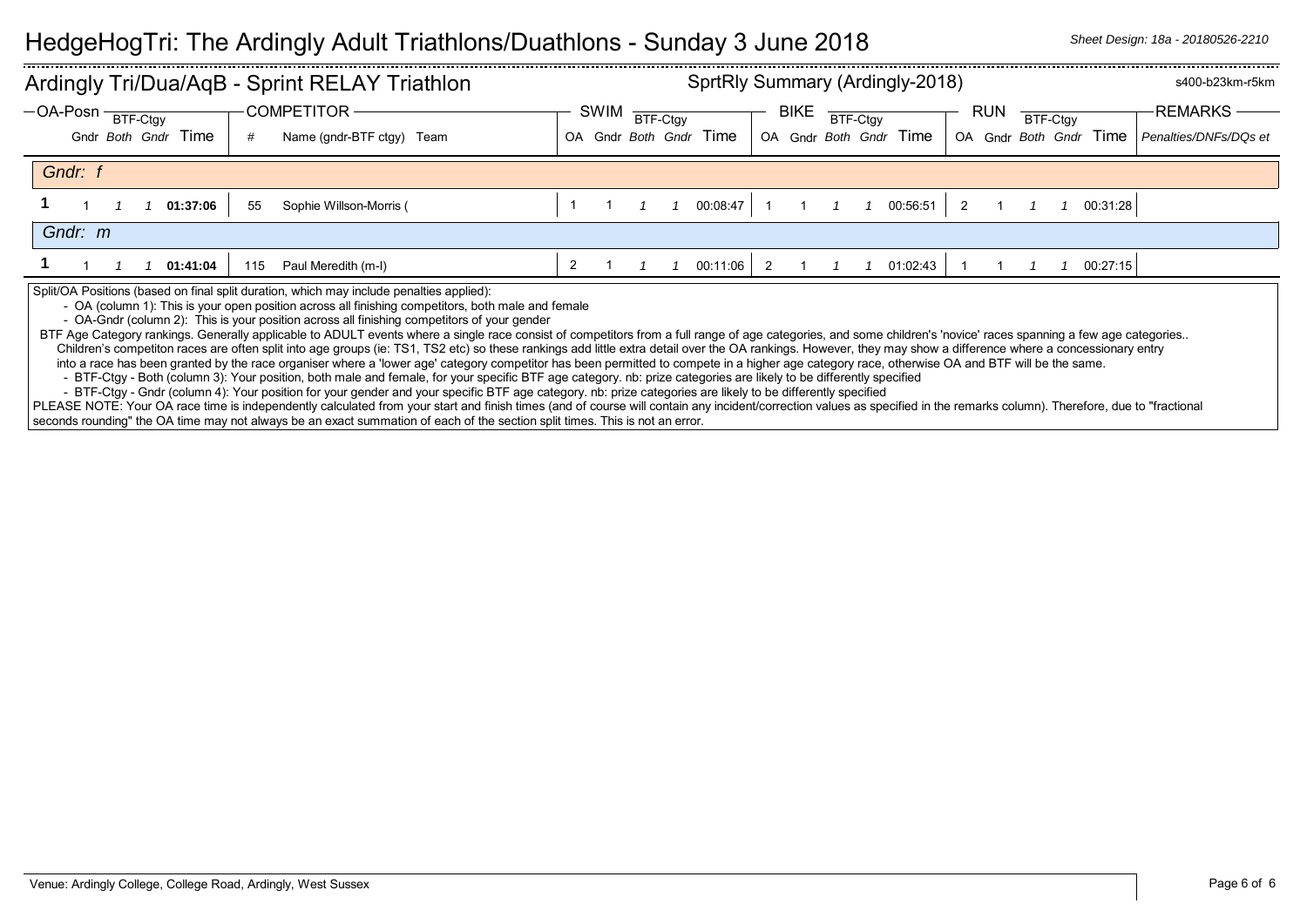# HedgeHogTri: The Ardingly Adult Triathlons/Duathlons - Sunday 3 June 2018

Sheet Design: 18a - 20180526-2210

## Ardingly Tri/Dua/AqB - Sprint RELAY Triathlon

SprtRly Summary (Ardingly-2018)

s400-b23km-r5km

| OA-Posn | | BTF-Ctgy | | | COMPETITOR | | SWIM | | BTF-Ctgy | | | BIKE | | BTF-Ctgy | | | RUN | | BTF-Ctgy | | | REMARKS |
|---|---|---|---|---|---|---|---|---|---|---|---|---|---|---|---|---|---|---|---|---|---|---|
| | Gndr | *Both* | *Gndr* | Time | # | Name (gndr-BTF ctgy) Team | OA | Gndr | *Both* | *Gndr* | Time | OA | Gndr | *Both* | *Gndr* | Time | OA | Gndr | *Both* | *Gndr* | Time | *Penalties/DNFs/DQs et* |
| *Gndr: f* | | | | | | | | | | | | | | | | | | | | | | |
| **1** | 1 | *1* | *1* | **01:37:06** | 55 | Sophie Willson-Morris ( | 1 | 1 | *1* | *1* | 00:08:47 | 1 | 1 | *1* | *1* | 00:56:51 | 2 | 1 | *1* | *1* | 00:31:28 | |
| *Gndr: m* | | | | | | | | | | | | | | | | | | | | | | |
| **1** | 1 | *1* | *1* | **01:41:04** | 115 | Paul Meredith (m-I) | 2 | 1 | *1* | *1* | 00:11:06 | 2 | 1 | *1* | *1* | 01:02:43 | 1 | 1 | *1* | *1* | 00:27:15 | |

Split/OA Positions (based on final split duration, which may include penalties applied):
- OA (column 1): This is your open position across all finishing competitors, both male and female
- OA-Gndr (column 2): This is your position across all finishing competitors of your gender

BTF Age Category rankings. Generally applicable to ADULT events where a single race consist of competitors from a full range of age categories, and some children's 'novice' races spanning a few age categories.. Children's competiton races are often split into age groups (ie: TS1, TS2 etc) so these rankings add little extra detail over the OA rankings. However, they may show a difference where a concessionary entry into a race has been granted by the race organiser where a 'lower age' category competitor has been permitted to compete in a higher age category race, otherwise OA and BTF will be the same.
- BTF-Ctgy - Both (column 3): Your position, both male and female, for your specific BTF age category. nb: prize categories are likely to be differently specified
- BTF-Ctgy - Gndr (column 4): Your position for your gender and your specific BTF age category. nb: prize categories are likely to be differently specified

PLEASE NOTE: Your OA race time is independently calculated from your start and finish times (and of course will contain any incident/correction values as specified in the remarks column). Therefore, due to "fractional seconds rounding" the OA time may not always be an exact summation of each of the section split times. This is not an error.

Venue: Ardingly College, College Road, Ardingly, West Sussex